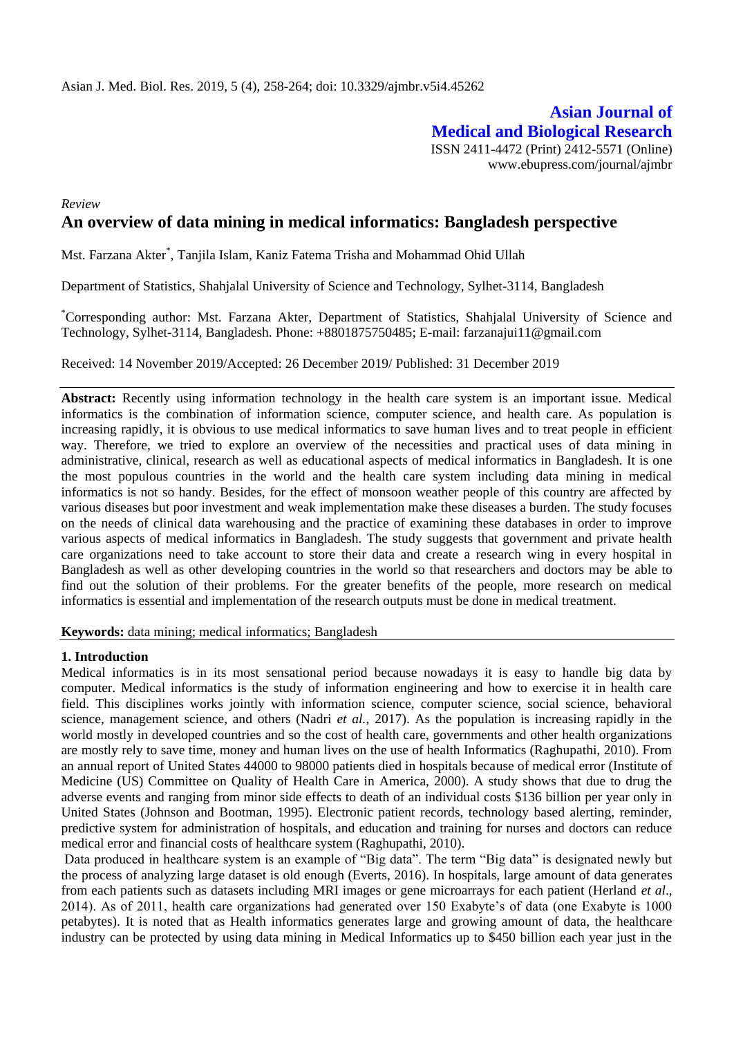**Asian Journal of Medical and Biological Research**

ISSN 2411-4472 (Print) 2412-5571 (Online)
www.ebupress.com/journal/ajmbr

*Review*

# An overview of data mining in medical informatics: Bangladesh perspective

Mst. Farzana Akter[*], Tanjila Islam, Kaniz Fatema Trisha and Mohammad Ohid Ullah

Department of Statistics, Shahjalal University of Science and Technology, Sylhet-3114, Bangladesh

[*]Corresponding author: Mst. Farzana Akter, Department of Statistics, Shahjalal University of Science and Technology, Sylhet-3114, Bangladesh. Phone: +8801875750485; E-mail: farzanajui11@gmail.com

Received: 14 November 2019/Accepted: 26 December 2019/ Published: 31 December 2019

**Abstract:** Recently using information technology in the health care system is an important issue. Medical informatics is the combination of information science, computer science, and health care. As population is increasing rapidly, it is obvious to use medical informatics to save human lives and to treat people in efficient way. Therefore, we tried to explore an overview of the necessities and practical uses of data mining in administrative, clinical, research as well as educational aspects of medical informatics in Bangladesh. It is one the most populous countries in the world and the health care system including data mining in medical informatics is not so handy. Besides, for the effect of monsoon weather people of this country are affected by various diseases but poor investment and weak implementation make these diseases a burden. The study focuses on the needs of clinical data warehousing and the practice of examining these databases in order to improve various aspects of medical informatics in Bangladesh. The study suggests that government and private health care organizations need to take account to store their data and create a research wing in every hospital in Bangladesh as well as other developing countries in the world so that researchers and doctors may be able to find out the solution of their problems. For the greater benefits of the people, more research on medical informatics is essential and implementation of the research outputs must be done in medical treatment.

**Keywords:** data mining; medical informatics; Bangladesh

## 1. Introduction

Medical informatics is in its most sensational period because nowadays it is easy to handle big data by computer. Medical informatics is the study of information engineering and how to exercise it in health care field. This disciplines works jointly with information science, computer science, social science, behavioral science, management science, and others (Nadri *et al.*, 2017). As the population is increasing rapidly in the world mostly in developed countries and so the cost of health care, governments and other health organizations are mostly rely to save time, money and human lives on the use of health Informatics (Raghupathi, 2010). From an annual report of United States 44000 to 98000 patients died in hospitals because of medical error (Institute of Medicine (US) Committee on Quality of Health Care in America, 2000). A study shows that due to drug the adverse events and ranging from minor side effects to death of an individual costs $136 billion per year only in United States (Johnson and Bootman, 1995). Electronic patient records, technology based alerting, reminder, predictive system for administration of hospitals, and education and training for nurses and doctors can reduce medical error and financial costs of healthcare system (Raghupathi, 2010).

Data produced in healthcare system is an example of "Big data". The term "Big data" is designated newly but the process of analyzing large dataset is old enough (Everts, 2016). In hospitals, large amount of data generates from each patients such as datasets including MRI images or gene microarrays for each patient (Herland *et al*., 2014). As of 2011, health care organizations had generated over 150 Exabyte's of data (one Exabyte is 1000 petabytes). It is noted that as Health informatics generates large and growing amount of data, the healthcare industry can be protected by using data mining in Medical Informatics up to $450 billion each year just in the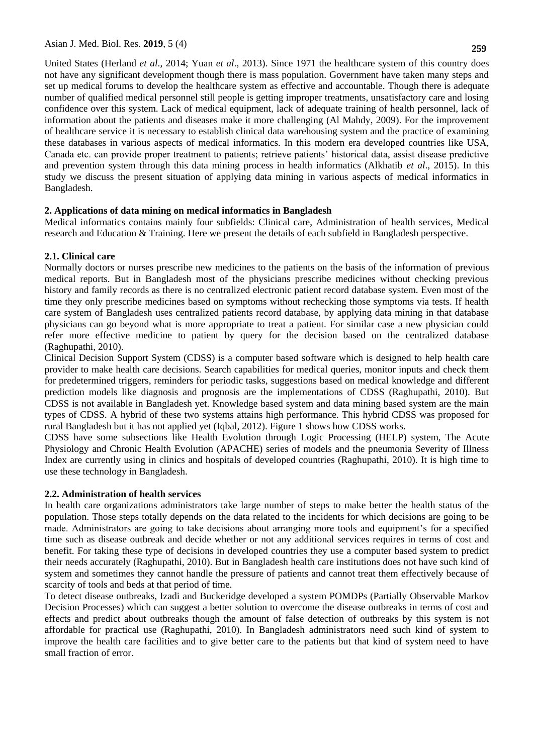United States (Herland *et al*., 2014; Yuan *et al*., 2013). Since 1971 the healthcare system of this country does not have any significant development though there is mass population. Government have taken many steps and set up medical forums to develop the healthcare system as effective and accountable. Though there is adequate number of qualified medical personnel still people is getting improper treatments, unsatisfactory care and losing confidence over this system. Lack of medical equipment, lack of adequate training of health personnel, lack of information about the patients and diseases make it more challenging (Al Mahdy, 2009). For the improvement of healthcare service it is necessary to establish clinical data warehousing system and the practice of examining these databases in various aspects of medical informatics. In this modern era developed countries like USA, Canada etc. can provide proper treatment to patients; retrieve patients' historical data, assist disease predictive and prevention system through this data mining process in health informatics (Alkhatib *et al*., 2015). In this study we discuss the present situation of applying data mining in various aspects of medical informatics in Bangladesh.

## 2. Applications of data mining on medical informatics in Bangladesh

Medical informatics contains mainly four subfields: Clinical care, Administration of health services, Medical research and Education & Training. Here we present the details of each subfield in Bangladesh perspective.

### 2.1. Clinical care

Normally doctors or nurses prescribe new medicines to the patients on the basis of the information of previous medical reports. But in Bangladesh most of the physicians prescribe medicines without checking previous history and family records as there is no centralized electronic patient record database system. Even most of the time they only prescribe medicines based on symptoms without rechecking those symptoms via tests. If health care system of Bangladesh uses centralized patients record database, by applying data mining in that database physicians can go beyond what is more appropriate to treat a patient. For similar case a new physician could refer more effective medicine to patient by query for the decision based on the centralized database (Raghupathi, 2010).

Clinical Decision Support System (CDSS) is a computer based software which is designed to help health care provider to make health care decisions. Search capabilities for medical queries, monitor inputs and check them for predetermined triggers, reminders for periodic tasks, suggestions based on medical knowledge and different prediction models like diagnosis and prognosis are the implementations of CDSS (Raghupathi, 2010). But CDSS is not available in Bangladesh yet. Knowledge based system and data mining based system are the main types of CDSS. A hybrid of these two systems attains high performance. This hybrid CDSS was proposed for rural Bangladesh but it has not applied yet (Iqbal, 2012). Figure 1 shows how CDSS works.

CDSS have some subsections like Health Evolution through Logic Processing (HELP) system, The Acute Physiology and Chronic Health Evolution (APACHE) series of models and the pneumonia Severity of Illness Index are currently using in clinics and hospitals of developed countries (Raghupathi, 2010). It is high time to use these technology in Bangladesh.

### 2.2. Administration of health services

In health care organizations administrators take large number of steps to make better the health status of the population. Those steps totally depends on the data related to the incidents for which decisions are going to be made. Administrators are going to take decisions about arranging more tools and equipment's for a specified time such as disease outbreak and decide whether or not any additional services requires in terms of cost and benefit. For taking these type of decisions in developed countries they use a computer based system to predict their needs accurately (Raghupathi, 2010). But in Bangladesh health care institutions does not have such kind of system and sometimes they cannot handle the pressure of patients and cannot treat them effectively because of scarcity of tools and beds at that period of time.

To detect disease outbreaks, Izadi and Buckeridge developed a system POMDPs (Partially Observable Markov Decision Processes) which can suggest a better solution to overcome the disease outbreaks in terms of cost and effects and predict about outbreaks though the amount of false detection of outbreaks by this system is not affordable for practical use (Raghupathi, 2010). In Bangladesh administrators need such kind of system to improve the health care facilities and to give better care to the patients but that kind of system need to have small fraction of error.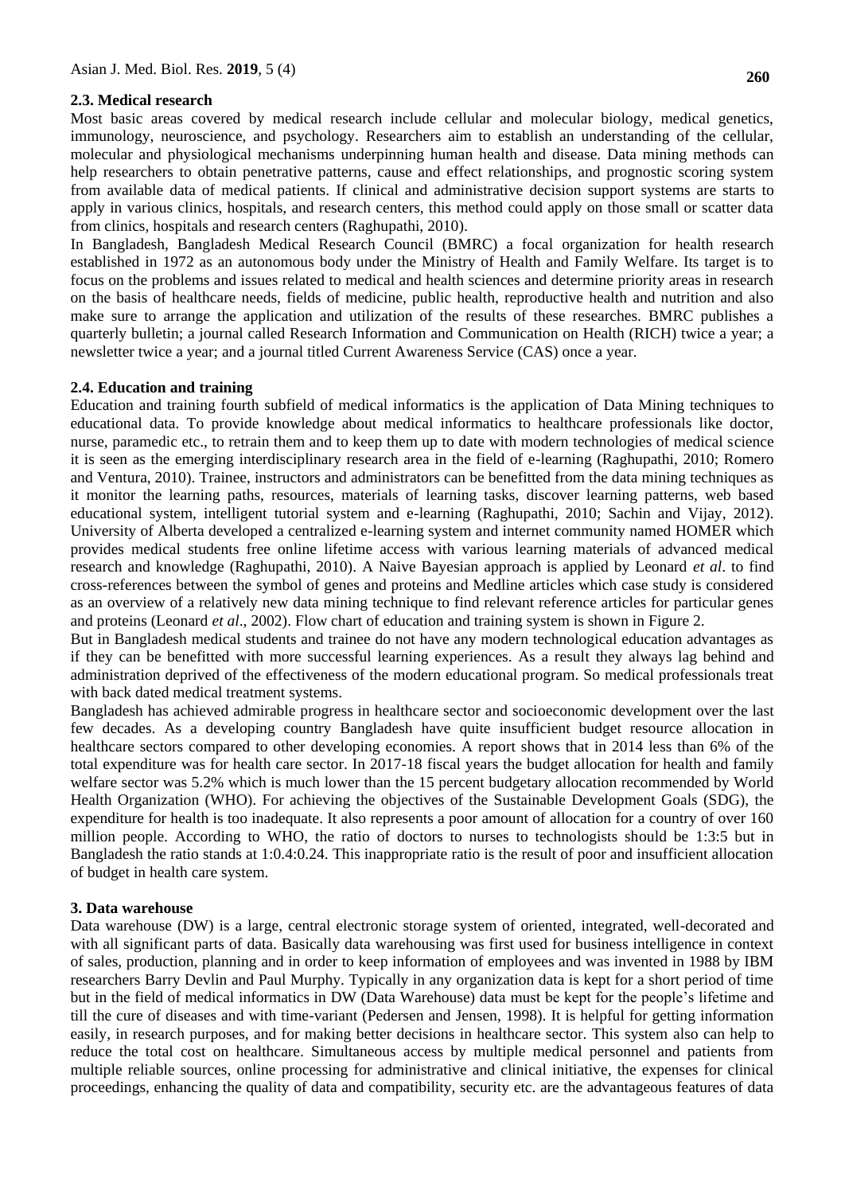### 2.3. Medical research

Most basic areas covered by medical research include cellular and molecular biology, medical genetics, immunology, neuroscience, and psychology. Researchers aim to establish an understanding of the cellular, molecular and physiological mechanisms underpinning human health and disease. Data mining methods can help researchers to obtain penetrative patterns, cause and effect relationships, and prognostic scoring system from available data of medical patients. If clinical and administrative decision support systems are starts to apply in various clinics, hospitals, and research centers, this method could apply on those small or scatter data from clinics, hospitals and research centers (Raghupathi, 2010).

In Bangladesh, Bangladesh Medical Research Council (BMRC) a focal organization for health research established in 1972 as an autonomous body under the Ministry of Health and Family Welfare. Its target is to focus on the problems and issues related to medical and health sciences and determine priority areas in research on the basis of healthcare needs, fields of medicine, public health, reproductive health and nutrition and also make sure to arrange the application and utilization of the results of these researches. BMRC publishes a quarterly bulletin; a journal called Research Information and Communication on Health (RICH) twice a year; a newsletter twice a year; and a journal titled Current Awareness Service (CAS) once a year.

### 2.4. Education and training

Education and training fourth subfield of medical informatics is the application of Data Mining techniques to educational data. To provide knowledge about medical informatics to healthcare professionals like doctor, nurse, paramedic etc., to retrain them and to keep them up to date with modern technologies of medical science it is seen as the emerging interdisciplinary research area in the field of e-learning (Raghupathi, 2010; Romero and Ventura, 2010). Trainee, instructors and administrators can be benefitted from the data mining techniques as it monitor the learning paths, resources, materials of learning tasks, discover learning patterns, web based educational system, intelligent tutorial system and e-learning (Raghupathi, 2010; Sachin and Vijay, 2012). University of Alberta developed a centralized e-learning system and internet community named HOMER which provides medical students free online lifetime access with various learning materials of advanced medical research and knowledge (Raghupathi, 2010). A Naive Bayesian approach is applied by Leonard *et al*. to find cross-references between the symbol of genes and proteins and Medline articles which case study is considered as an overview of a relatively new data mining technique to find relevant reference articles for particular genes and proteins (Leonard *et al*., 2002). Flow chart of education and training system is shown in Figure 2.

But in Bangladesh medical students and trainee do not have any modern technological education advantages as if they can be benefitted with more successful learning experiences. As a result they always lag behind and administration deprived of the effectiveness of the modern educational program. So medical professionals treat with back dated medical treatment systems.

Bangladesh has achieved admirable progress in healthcare sector and socioeconomic development over the last few decades. As a developing country Bangladesh have quite insufficient budget resource allocation in healthcare sectors compared to other developing economies. A report shows that in 2014 less than 6% of the total expenditure was for health care sector. In 2017-18 fiscal years the budget allocation for health and family welfare sector was 5.2% which is much lower than the 15 percent budgetary allocation recommended by World Health Organization (WHO). For achieving the objectives of the Sustainable Development Goals (SDG), the expenditure for health is too inadequate. It also represents a poor amount of allocation for a country of over 160 million people. According to WHO, the ratio of doctors to nurses to technologists should be 1:3:5 but in Bangladesh the ratio stands at 1:0.4:0.24. This inappropriate ratio is the result of poor and insufficient allocation of budget in health care system.

## 3. Data warehouse

Data warehouse (DW) is a large, central electronic storage system of oriented, integrated, well-decorated and with all significant parts of data. Basically data warehousing was first used for business intelligence in context of sales, production, planning and in order to keep information of employees and was invented in 1988 by IBM researchers Barry Devlin and Paul Murphy. Typically in any organization data is kept for a short period of time but in the field of medical informatics in DW (Data Warehouse) data must be kept for the people's lifetime and till the cure of diseases and with time-variant (Pedersen and Jensen, 1998). It is helpful for getting information easily, in research purposes, and for making better decisions in healthcare sector. This system also can help to reduce the total cost on healthcare. Simultaneous access by multiple medical personnel and patients from multiple reliable sources, online processing for administrative and clinical initiative, the expenses for clinical proceedings, enhancing the quality of data and compatibility, security etc. are the advantageous features of data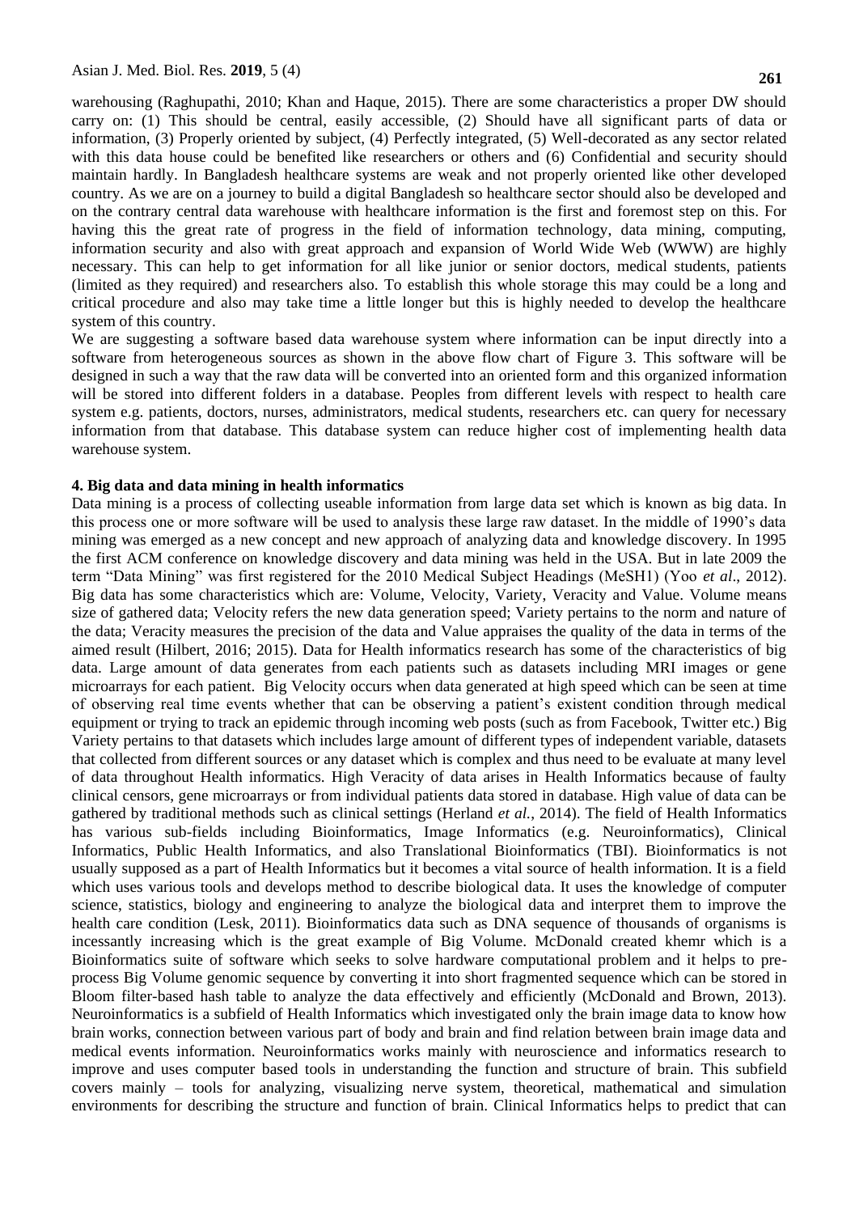warehousing (Raghupathi, 2010; Khan and Haque, 2015). There are some characteristics a proper DW should carry on: (1) This should be central, easily accessible, (2) Should have all significant parts of data or information, (3) Properly oriented by subject, (4) Perfectly integrated, (5) Well-decorated as any sector related with this data house could be benefited like researchers or others and (6) Confidential and security should maintain hardly. In Bangladesh healthcare systems are weak and not properly oriented like other developed country. As we are on a journey to build a digital Bangladesh so healthcare sector should also be developed and on the contrary central data warehouse with healthcare information is the first and foremost step on this. For having this the great rate of progress in the field of information technology, data mining, computing, information security and also with great approach and expansion of World Wide Web (WWW) are highly necessary. This can help to get information for all like junior or senior doctors, medical students, patients (limited as they required) and researchers also. To establish this whole storage this may could be a long and critical procedure and also may take time a little longer but this is highly needed to develop the healthcare system of this country.

We are suggesting a software based data warehouse system where information can be input directly into a software from heterogeneous sources as shown in the above flow chart of Figure 3. This software will be designed in such a way that the raw data will be converted into an oriented form and this organized information will be stored into different folders in a database. Peoples from different levels with respect to health care system e.g. patients, doctors, nurses, administrators, medical students, researchers etc. can query for necessary information from that database. This database system can reduce higher cost of implementing health data warehouse system.

### 4. Big data and data mining in health informatics

Data mining is a process of collecting useable information from large data set which is known as big data. In this process one or more software will be used to analysis these large raw dataset. In the middle of 1990's data mining was emerged as a new concept and new approach of analyzing data and knowledge discovery. In 1995 the first ACM conference on knowledge discovery and data mining was held in the USA. But in late 2009 the term "Data Mining" was first registered for the 2010 Medical Subject Headings (MeSH1) (Yoo *et al*., 2012). Big data has some characteristics which are: Volume, Velocity, Variety, Veracity and Value. Volume means size of gathered data; Velocity refers the new data generation speed; Variety pertains to the norm and nature of the data; Veracity measures the precision of the data and Value appraises the quality of the data in terms of the aimed result (Hilbert, 2016; 2015). Data for Health informatics research has some of the characteristics of big data. Large amount of data generates from each patients such as datasets including MRI images or gene microarrays for each patient. Big Velocity occurs when data generated at high speed which can be seen at time of observing real time events whether that can be observing a patient's existent condition through medical equipment or trying to track an epidemic through incoming web posts (such as from Facebook, Twitter etc.) Big Variety pertains to that datasets which includes large amount of different types of independent variable, datasets that collected from different sources or any dataset which is complex and thus need to be evaluate at many level of data throughout Health informatics. High Veracity of data arises in Health Informatics because of faulty clinical censors, gene microarrays or from individual patients data stored in database. High value of data can be gathered by traditional methods such as clinical settings (Herland *et al.*, 2014). The field of Health Informatics has various sub-fields including Bioinformatics, Image Informatics (e.g. Neuroinformatics), Clinical Informatics, Public Health Informatics, and also Translational Bioinformatics (TBI). Bioinformatics is not usually supposed as a part of Health Informatics but it becomes a vital source of health information. It is a field which uses various tools and develops method to describe biological data. It uses the knowledge of computer science, statistics, biology and engineering to analyze the biological data and interpret them to improve the health care condition (Lesk, 2011). Bioinformatics data such as DNA sequence of thousands of organisms is incessantly increasing which is the great example of Big Volume. McDonald created khemr which is a Bioinformatics suite of software which seeks to solve hardware computational problem and it helps to pre-process Big Volume genomic sequence by converting it into short fragmented sequence which can be stored in Bloom filter-based hash table to analyze the data effectively and efficiently (McDonald and Brown, 2013). Neuroinformatics is a subfield of Health Informatics which investigated only the brain image data to know how brain works, connection between various part of body and brain and find relation between brain image data and medical events information. Neuroinformatics works mainly with neuroscience and informatics research to improve and uses computer based tools in understanding the function and structure of brain. This subfield covers mainly – tools for analyzing, visualizing nerve system, theoretical, mathematical and simulation environments for describing the structure and function of brain. Clinical Informatics helps to predict that can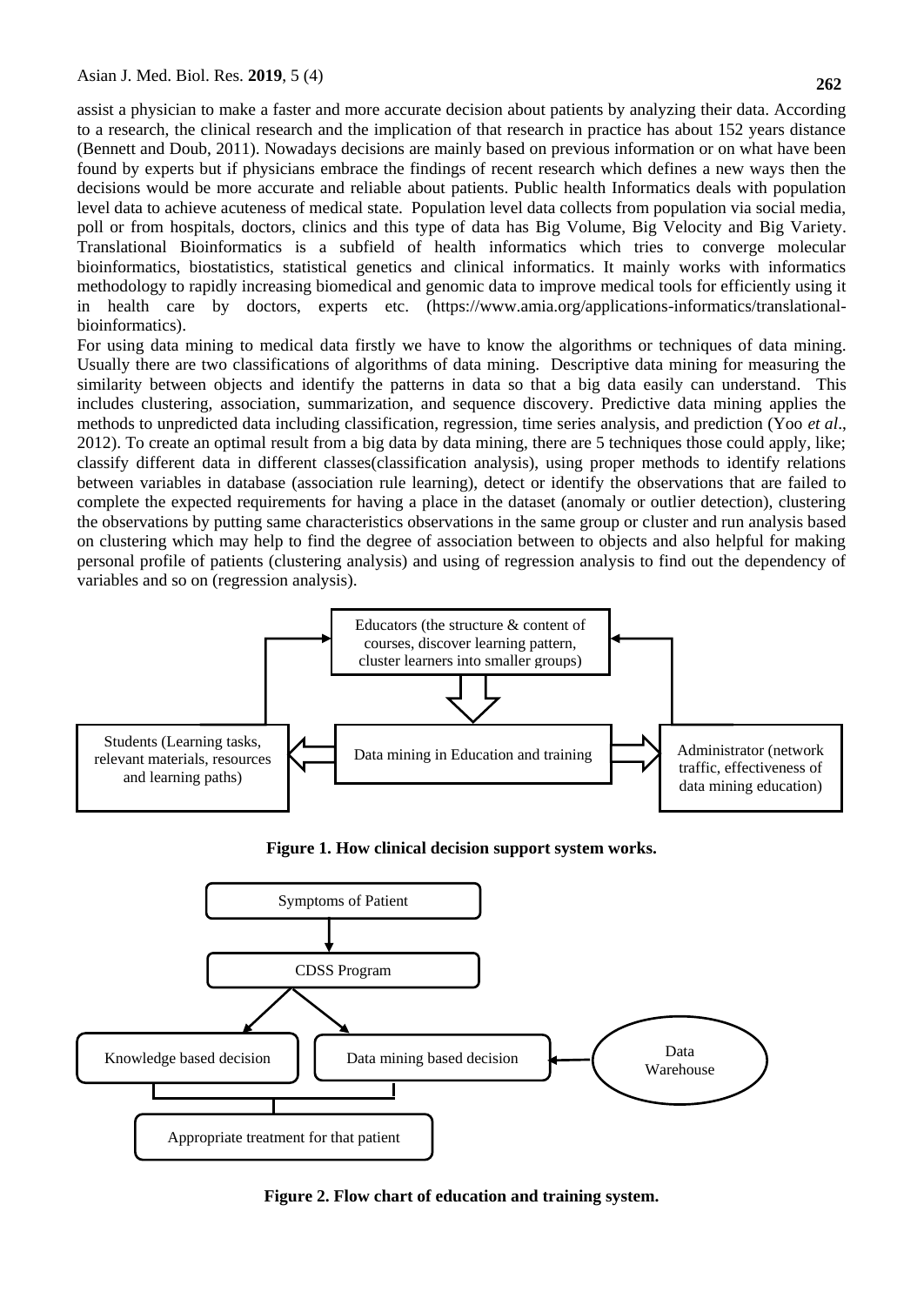assist a physician to make a faster and more accurate decision about patients by analyzing their data. According to a research, the clinical research and the implication of that research in practice has about 152 years distance (Bennett and Doub, 2011). Nowadays decisions are mainly based on previous information or on what have been found by experts but if physicians embrace the findings of recent research which defines a new ways then the decisions would be more accurate and reliable about patients. Public health Informatics deals with population level data to achieve acuteness of medical state. Population level data collects from population via social media, poll or from hospitals, doctors, clinics and this type of data has Big Volume, Big Velocity and Big Variety. Translational Bioinformatics is a subfield of health informatics which tries to converge molecular bioinformatics, biostatistics, statistical genetics and clinical informatics. It mainly works with informatics methodology to rapidly increasing biomedical and genomic data to improve medical tools for efficiently using it in health care by doctors, experts etc. (https://www.amia.org/applications-informatics/translational-bioinformatics).

For using data mining to medical data firstly we have to know the algorithms or techniques of data mining. Usually there are two classifications of algorithms of data mining. Descriptive data mining for measuring the similarity between objects and identify the patterns in data so that a big data easily can understand. This includes clustering, association, summarization, and sequence discovery. Predictive data mining applies the methods to unpredicted data including classification, regression, time series analysis, and prediction (Yoo *et al*., 2012). To create an optimal result from a big data by data mining, there are 5 techniques those could apply, like; classify different data in different classes(classification analysis), using proper methods to identify relations between variables in database (association rule learning), detect or identify the observations that are failed to complete the expected requirements for having a place in the dataset (anomaly or outlier detection), clustering the observations by putting same characteristics observations in the same group or cluster and run analysis based on clustering which may help to find the degree of association between to objects and also helpful for making personal profile of patients (clustering analysis) and using of regression analysis to find out the dependency of variables and so on (regression analysis).

Educators (the structure & content of courses, discover learning pattern, cluster learners into smaller groups)

Students (Learning tasks, relevant materials, resources and learning paths)

Data mining in Education and training

Administrator (network traffic, effectiveness of data mining education)

**Figure 1. How clinical decision support system works.**

Symptoms of Patient

CDSS Program

Knowledge based decision

Data mining based decision

Data Warehouse

Appropriate treatment for that patient

**Figure 2. Flow chart of education and training system.**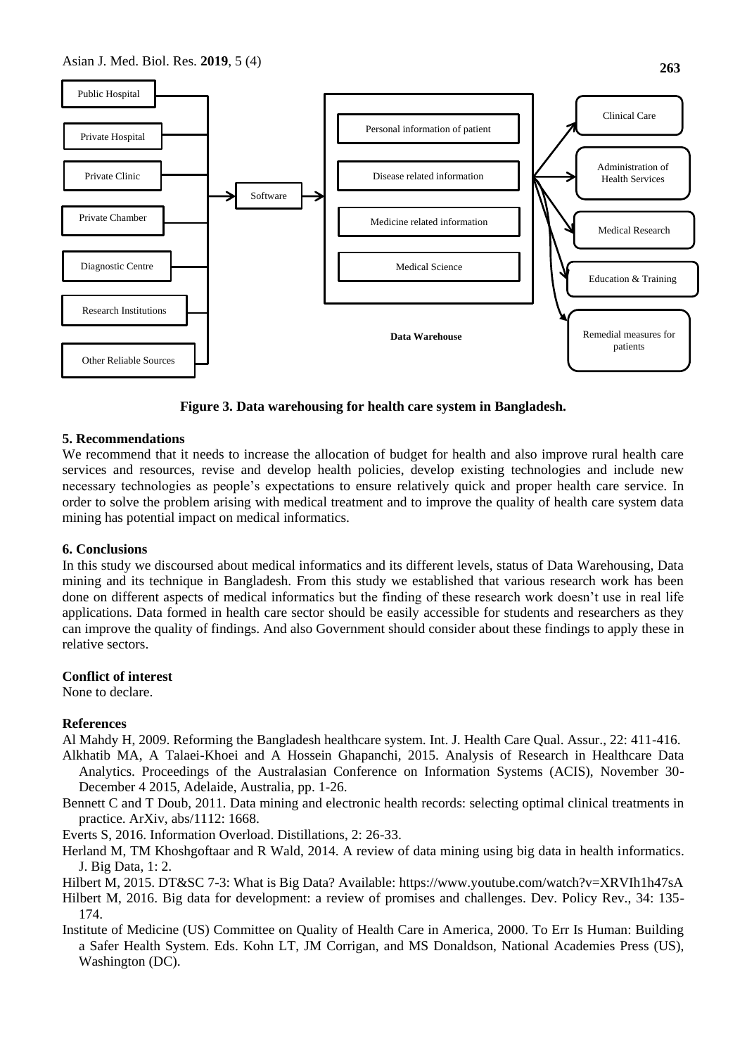Figure 3. Data warehousing for health care system in Bangladesh.

## 5. Recommendations

We recommend that it needs to increase the allocation of budget for health and also improve rural health care services and resources, revise and develop health policies, develop existing technologies and include new necessary technologies as people's expectations to ensure relatively quick and proper health care service. In order to solve the problem arising with medical treatment and to improve the quality of health care system data mining has potential impact on medical informatics.

## 6. Conclusions

In this study we discoursed about medical informatics and its different levels, status of Data Warehousing, Data mining and its technique in Bangladesh. From this study we established that various research work has been done on different aspects of medical informatics but the finding of these research work doesn't use in real life applications. Data formed in health care sector should be easily accessible for students and researchers as they can improve the quality of findings. And also Government should consider about these findings to apply these in relative sectors.

**Conflict of interest**

None to declare.

**References**

Al Mahdy H, 2009. Reforming the Bangladesh healthcare system. Int. J. Health Care Qual. Assur., 22: 411-416.

Alkhatib MA, A Talaei-Khoei and A Hossein Ghapanchi, 2015. Analysis of Research in Healthcare Data Analytics. Proceedings of the Australasian Conference on Information Systems (ACIS), November 30-December 4 2015, Adelaide, Australia, pp. 1-26.

Bennett C and T Doub, 2011. Data mining and electronic health records: selecting optimal clinical treatments in practice. ArXiv, abs/1112: 1668.

Everts S, 2016. Information Overload. Distillations, 2: 26-33.

Herland M, TM Khoshgoftaar and R Wald, 2014. A review of data mining using big data in health informatics. J. Big Data, 1: 2.

Hilbert M, 2015. DT&SC 7-3: What is Big Data? Available: https://www.youtube.com/watch?v=XRVIh1h47sA

Hilbert M, 2016. Big data for development: a review of promises and challenges. Dev. Policy Rev., 34: 135-174.

Institute of Medicine (US) Committee on Quality of Health Care in America, 2000. To Err Is Human: Building a Safer Health System. Eds. Kohn LT, JM Corrigan, and MS Donaldson, National Academies Press (US), Washington (DC).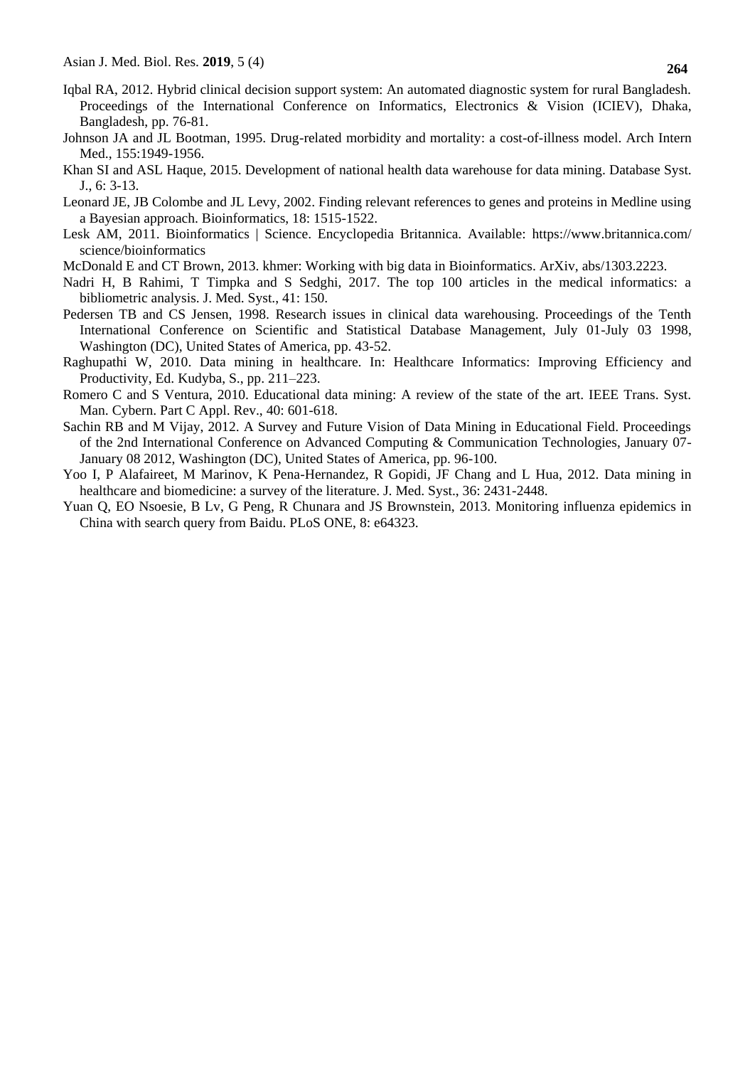Iqbal RA, 2012. Hybrid clinical decision support system: An automated diagnostic system for rural Bangladesh. Proceedings of the International Conference on Informatics, Electronics & Vision (ICIEV), Dhaka, Bangladesh, pp. 76-81.

Johnson JA and JL Bootman, 1995. Drug-related morbidity and mortality: a cost-of-illness model. Arch Intern Med., 155:1949-1956.

Khan SI and ASL Haque, 2015. Development of national health data warehouse for data mining. Database Syst. J., 6: 3-13.

Leonard JE, JB Colombe and JL Levy, 2002. Finding relevant references to genes and proteins in Medline using a Bayesian approach. Bioinformatics, 18: 1515-1522.

Lesk AM, 2011. Bioinformatics | Science. Encyclopedia Britannica. Available: https://www.britannica.com/science/bioinformatics

McDonald E and CT Brown, 2013. khmer: Working with big data in Bioinformatics. ArXiv, abs/1303.2223.

Nadri H, B Rahimi, T Timpka and S Sedghi, 2017. The top 100 articles in the medical informatics: a bibliometric analysis. J. Med. Syst., 41: 150.

Pedersen TB and CS Jensen, 1998. Research issues in clinical data warehousing. Proceedings of the Tenth International Conference on Scientific and Statistical Database Management, July 01-July 03 1998, Washington (DC), United States of America, pp. 43-52.

Raghupathi W, 2010. Data mining in healthcare. In: Healthcare Informatics: Improving Efficiency and Productivity, Ed. Kudyba, S., pp. 211–223.

Romero C and S Ventura, 2010. Educational data mining: A review of the state of the art. IEEE Trans. Syst. Man. Cybern. Part C Appl. Rev., 40: 601-618.

Sachin RB and M Vijay, 2012. A Survey and Future Vision of Data Mining in Educational Field. Proceedings of the 2nd International Conference on Advanced Computing & Communication Technologies, January 07-January 08 2012, Washington (DC), United States of America, pp. 96-100.

Yoo I, P Alafaireet, M Marinov, K Pena-Hernandez, R Gopidi, JF Chang and L Hua, 2012. Data mining in healthcare and biomedicine: a survey of the literature. J. Med. Syst., 36: 2431-2448.

Yuan Q, EO Nsoesie, B Lv, G Peng, R Chunara and JS Brownstein, 2013. Monitoring influenza epidemics in China with search query from Baidu. PLoS ONE, 8: e64323.